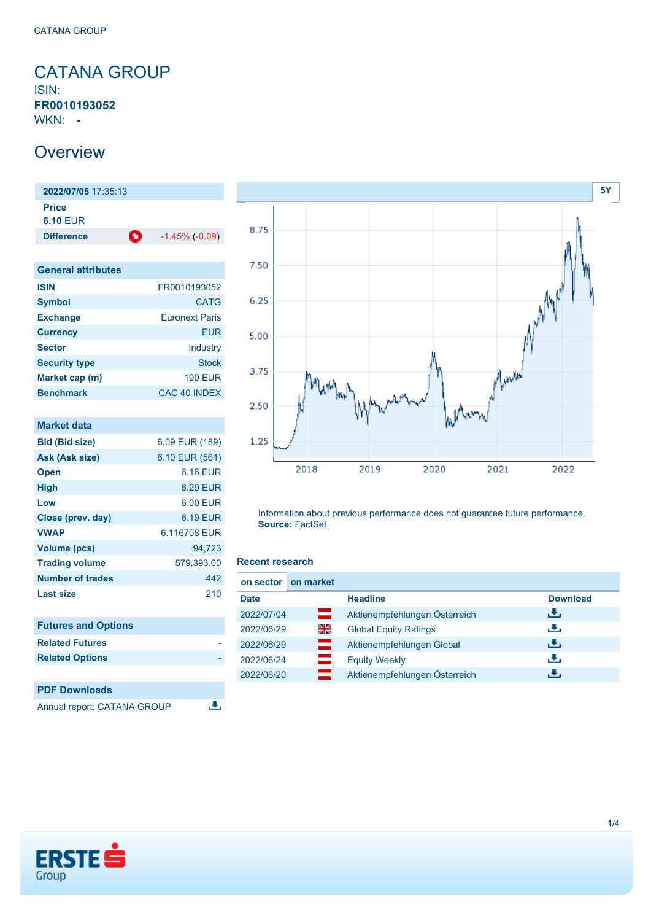# CATANA GROUP

ISIN:
**FR0010193052**
WKN: **-**

## Overview

| **2022/07/05** 17:35:13 | |
|---|---|
| **Price** | |
| **6.10** EUR | |
| **Difference** | -1.45% (-0.09) |

| General attributes | |
|---|---|
| **ISIN** | FR0010193052 |
| **Symbol** | CATG |
| **Exchange** | Euronext Paris |
| **Currency** | EUR |
| **Sector** | Industry |
| **Security type** | Stock |
| **Market cap (m)** | 190 EUR |
| **Benchmark** | CAC 40 INDEX |

| Market data | |
|---|---|
| **Bid (Bid size)** | 6.09 EUR (189) |
| **Ask (Ask size)** | 6.10 EUR (561) |
| **Open** | 6.16 EUR |
| **High** | 6.29 EUR |
| **Low** | 6.00 EUR |
| **Close (prev. day)** | 6.19 EUR |
| **VWAP** | 6.116708 EUR |
| **Volume (pcs)** | 94,723 |
| **Trading volume** | 579,393.00 |
| **Number of trades** | 442 |
| **Last size** | 210 |

| Futures and Options | |
|---|---|
| **Related Futures** | - |
| **Related Options** | - |

| PDF Downloads |
|---|
| Annual report: CATANA GROUP |

Information about previous performance does not guarantee future performance.
**Source:** FactSet

### Recent research

on sector | on market

| Date | Headline | Download |
|---|---|---|
| 2022/07/04 | Aktienempfehlungen Österreich | |
| 2022/06/29 | Global Equity Ratings | |
| 2022/06/29 | Aktienempfehlungen Global | |
| 2022/06/24 | Equity Weekly | |
| 2022/06/20 | Aktienempfehlungen Österreich | |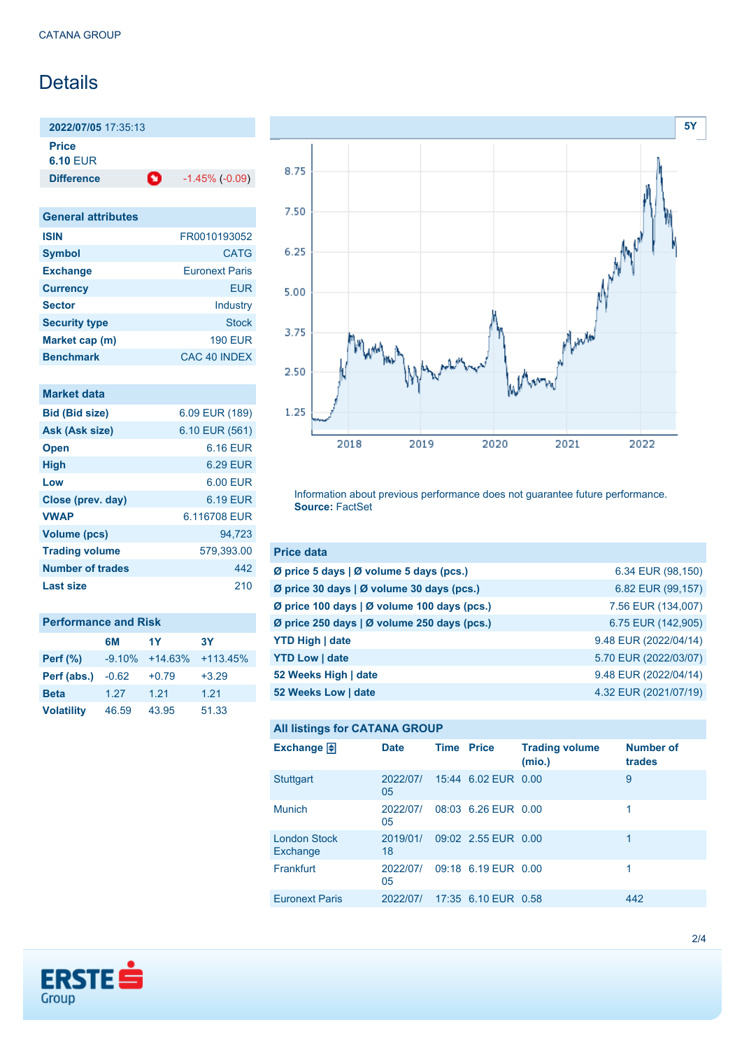# Details

| 2022/07/05 17:35:13 | |
|---|---|
| **Price** 6.10 EUR | |
| **Difference** | -1.45% (-0.09) |

| General attributes | |
|---|---|
| **ISIN** | FR0010193052 |
| **Symbol** | CATG |
| **Exchange** | Euronext Paris |
| **Currency** | EUR |
| **Sector** | Industry |
| **Security type** | Stock |
| **Market cap (m)** | 190 EUR |
| **Benchmark** | CAC 40 INDEX |

| Market data | |
|---|---|
| **Bid (Bid size)** | 6.09 EUR (189) |
| **Ask (Ask size)** | 6.10 EUR (561) |
| **Open** | 6.16 EUR |
| **High** | 6.29 EUR |
| **Low** | 6.00 EUR |
| **Close (prev. day)** | 6.19 EUR |
| **VWAP** | 6.116708 EUR |
| **Volume (pcs)** | 94,723 |
| **Trading volume** | 579,393.00 |
| **Number of trades** | 442 |
| **Last size** | 210 |

**Performance and Risk**

| | 6M | 1Y | 3Y |
|---|---|---|---|
| **Perf (%)** | -9.10% | +14.63% | +113.45% |
| **Perf (abs.)** | -0.62 | +0.79 | +3.29 |
| **Beta** | 1.27 | 1.21 | 1.21 |
| **Volatility** | 46.59 | 43.95 | 51.33 |

Information about previous performance does not guarantee future performance.
**Source:** FactSet

| Price data | |
|---|---|
| **Ø price 5 days \| Ø volume 5 days (pcs.)** | 6.34 EUR (98,150) |
| **Ø price 30 days \| Ø volume 30 days (pcs.)** | 6.82 EUR (99,157) |
| **Ø price 100 days \| Ø volume 100 days (pcs.)** | 7.56 EUR (134,007) |
| **Ø price 250 days \| Ø volume 250 days (pcs.)** | 6.75 EUR (142,905) |
| **YTD High \| date** | 9.48 EUR (2022/04/14) |
| **YTD Low \| date** | 5.70 EUR (2022/03/07) |
| **52 Weeks High \| date** | 9.48 EUR (2022/04/14) |
| **52 Weeks Low \| date** | 4.32 EUR (2021/07/19) |

**All listings for CATANA GROUP**

| Exchange | Date | Time | Price | Trading volume (mio.) | Number of trades |
|---|---|---|---|---|---|
| Stuttgart | 2022/07/05 | 15:44 | 6.02 EUR | 0.00 | 9 |
| Munich | 2022/07/05 | 08:03 | 6.26 EUR | 0.00 | 1 |
| London Stock Exchange | 2019/01/18 | 09:02 | 2.55 EUR | 0.00 | 1 |
| Frankfurt | 2022/07/05 | 09:18 | 6.19 EUR | 0.00 | 1 |
| Euronext Paris | 2022/07/ | 17:35 | 6.10 EUR | 0.58 | 442 |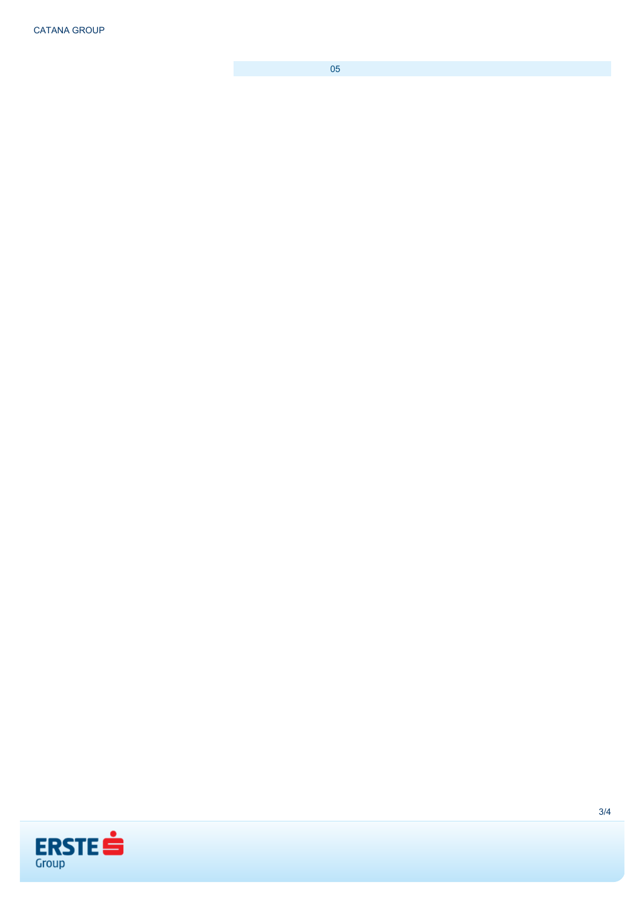05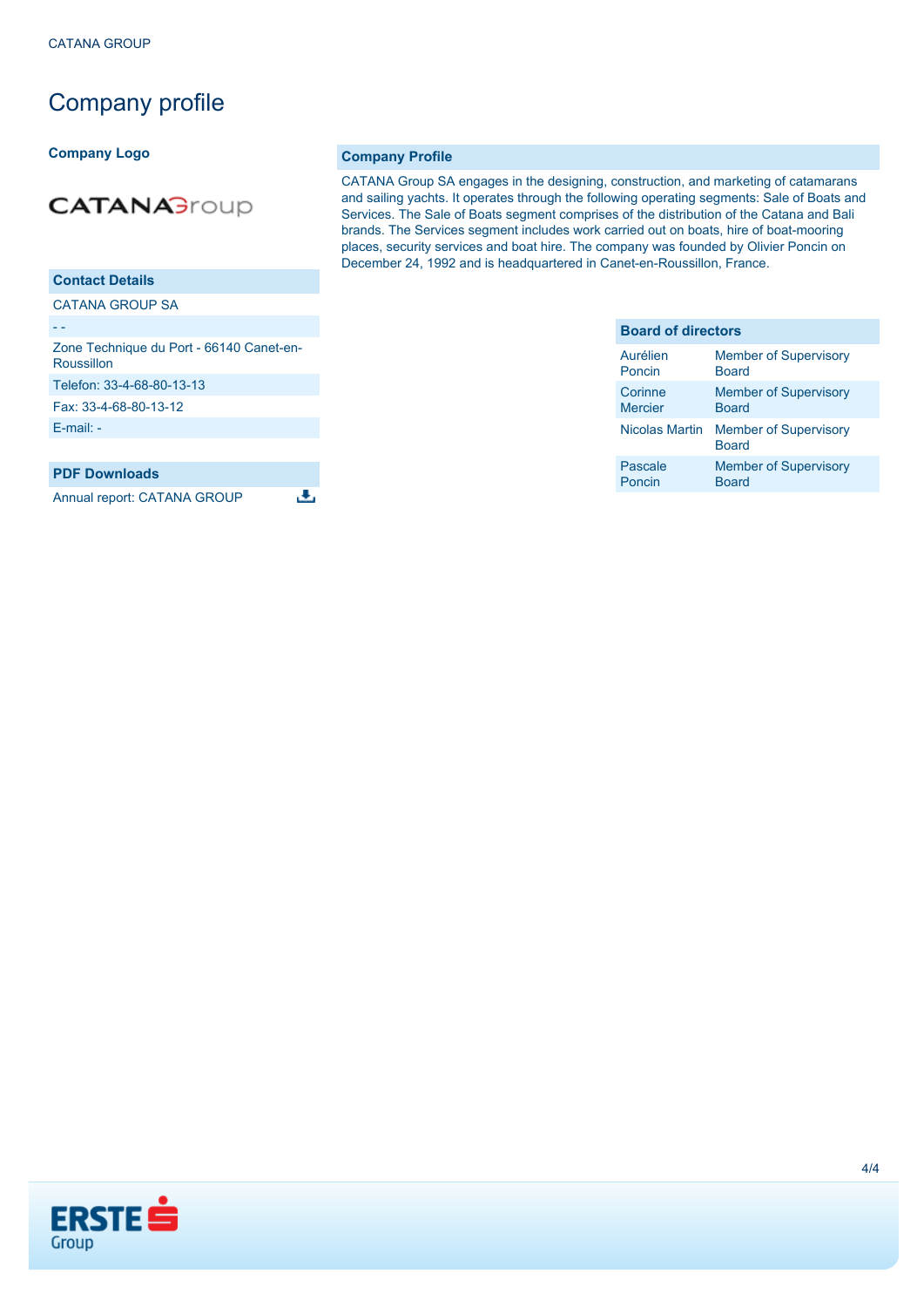# Company profile

**Company Logo**

## Company Profile

CATANA Group SA engages in the designing, construction, and marketing of catamarans and sailing yachts. It operates through the following operating segments: Sale of Boats and Services. The Sale of Boats segment comprises of the distribution of the Catana and Bali brands. The Services segment includes work carried out on boats, hire of boat-mooring places, security services and boat hire. The company was founded by Olivier Poncin on December 24, 1992 and is headquartered in Canet-en-Roussillon, France.

## Contact Details

| Contact Details |
| --- |
| CATANA GROUP SA |
| - - |
| Zone Technique du Port - 66140 Canet-en-Roussillon |
| Telefon: 33-4-68-80-13-13 |
| Fax: 33-4-68-80-13-12 |
| E-mail: - |

## PDF Downloads

Annual report: CATANA GROUP

## Board of directors

| | |
| --- | --- |
| Aurélien Poncin | Member of Supervisory Board |
| Corinne Mercier | Member of Supervisory Board |
| Nicolas Martin | Member of Supervisory Board |
| Pascale Poncin | Member of Supervisory Board |